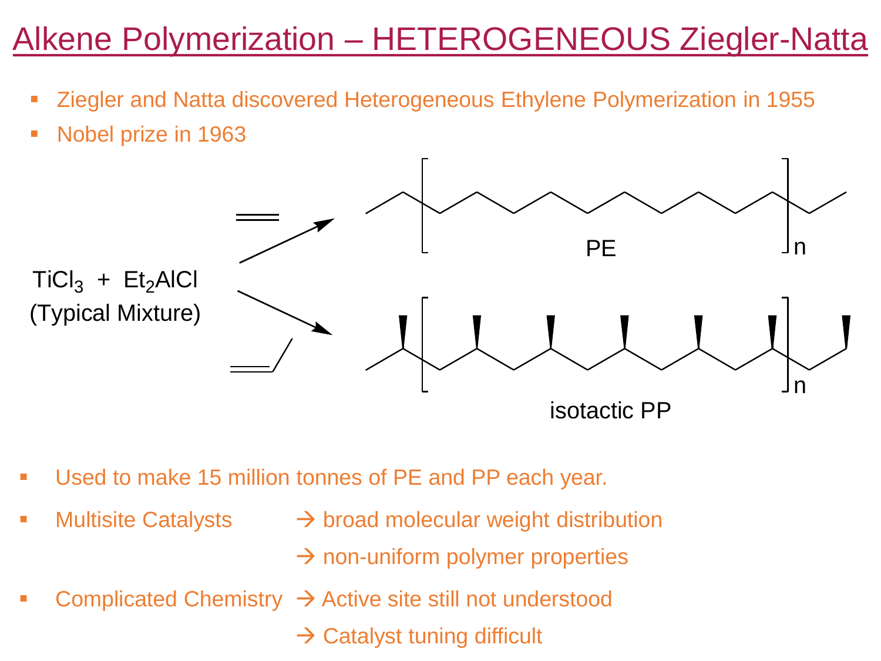# Alkene Polymerization – HETEROGENEOUS Ziegler-Natta

- Ziegler and Natta discovered Heterogeneous Ethylene Polymerization in 1955
- Nobel prize in 1963

$TiCl_3$ + $Et_2AlCl$
(Typical Mixture)

PE

isotactic PP

- Used to make 15 million tonnes of PE and PP each year.
- Multisite Catalysts → broad molecular weight distribution
  → non-uniform polymer properties
- Complicated Chemistry → Active site still not understood
  → Catalyst tuning difficult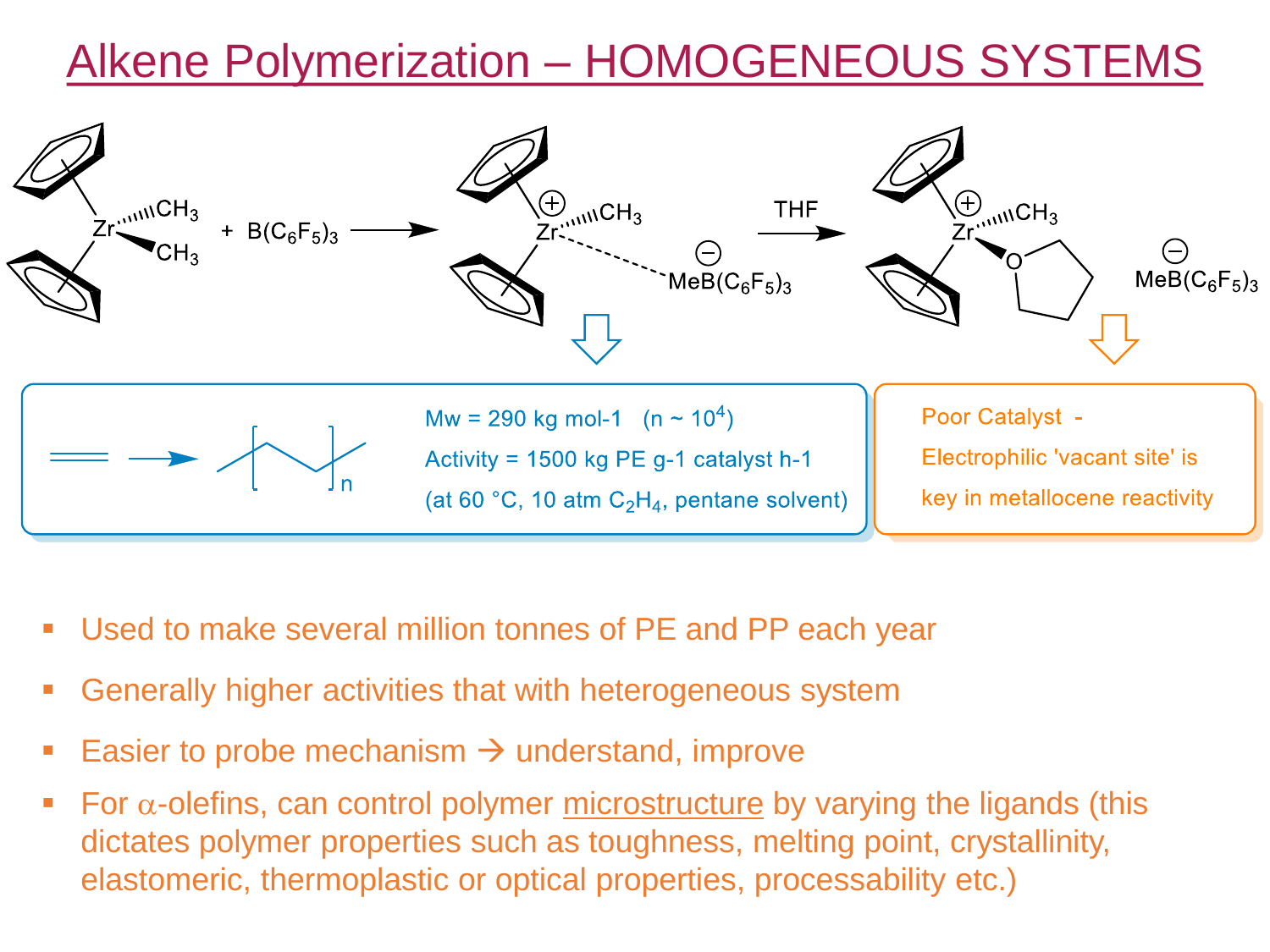# Alkene Polymerization – HOMOGENEOUS SYSTEMS

$Cp_2Zr(CH_3)_2$ + $B(C_6F_5)_3$ → $[Cp_2ZrCH_3]^+ \cdots [MeB(C_6F_5)_3]^-$ →(THF) $[Cp_2Zr(CH_3)(THF)]^+$ $[MeB(C_6F_5)_3]^-$

Mw = 290 kg mol-1 (n ~ $10^4$)

Activity = 1500 kg PE g-1 catalyst h-1

(at 60 °C, 10 atm $C_2H_4$, pentane solvent)

Poor Catalyst -

Electrophilic 'vacant site' is key in metallocene reactivity

- Used to make several million tonnes of PE and PP each year
- Generally higher activities that with heterogeneous system
- Easier to probe mechanism → understand, improve
- For α-olefins, can control polymer microstructure by varying the ligands (this dictates polymer properties such as toughness, melting point, crystallinity, elastomeric, thermoplastic or optical properties, processability etc.)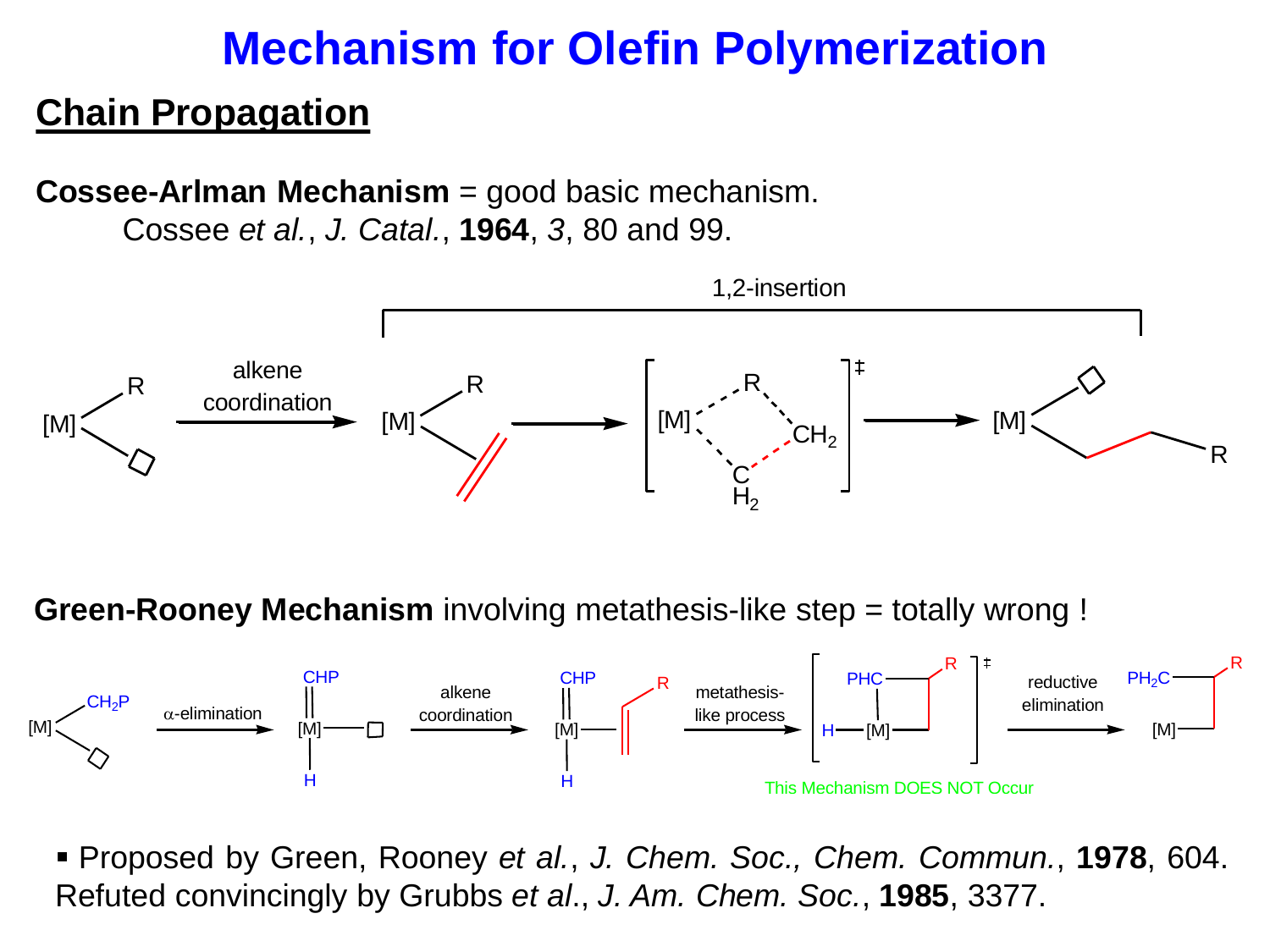# Mechanism for Olefin Polymerization

## Chain Propagation

**Cossee-Arlman Mechanism** = good basic mechanism.
Cossee *et al.*, *J. Catal.*, **1964**, *3*, 80 and 99.

1,2-insertion

alkene coordination

**Green-Rooney Mechanism** involving metathesis-like step = totally wrong !

α-elimination

alkene coordination

metathesis-like process

reductive elimination

This Mechanism DOES NOT Occur

- Proposed by Green, Rooney *et al.*, *J. Chem. Soc., Chem. Commun.*, **1978**, 604. Refuted convincingly by Grubbs *et al.*, *J. Am. Chem. Soc.*, **1985**, 3377.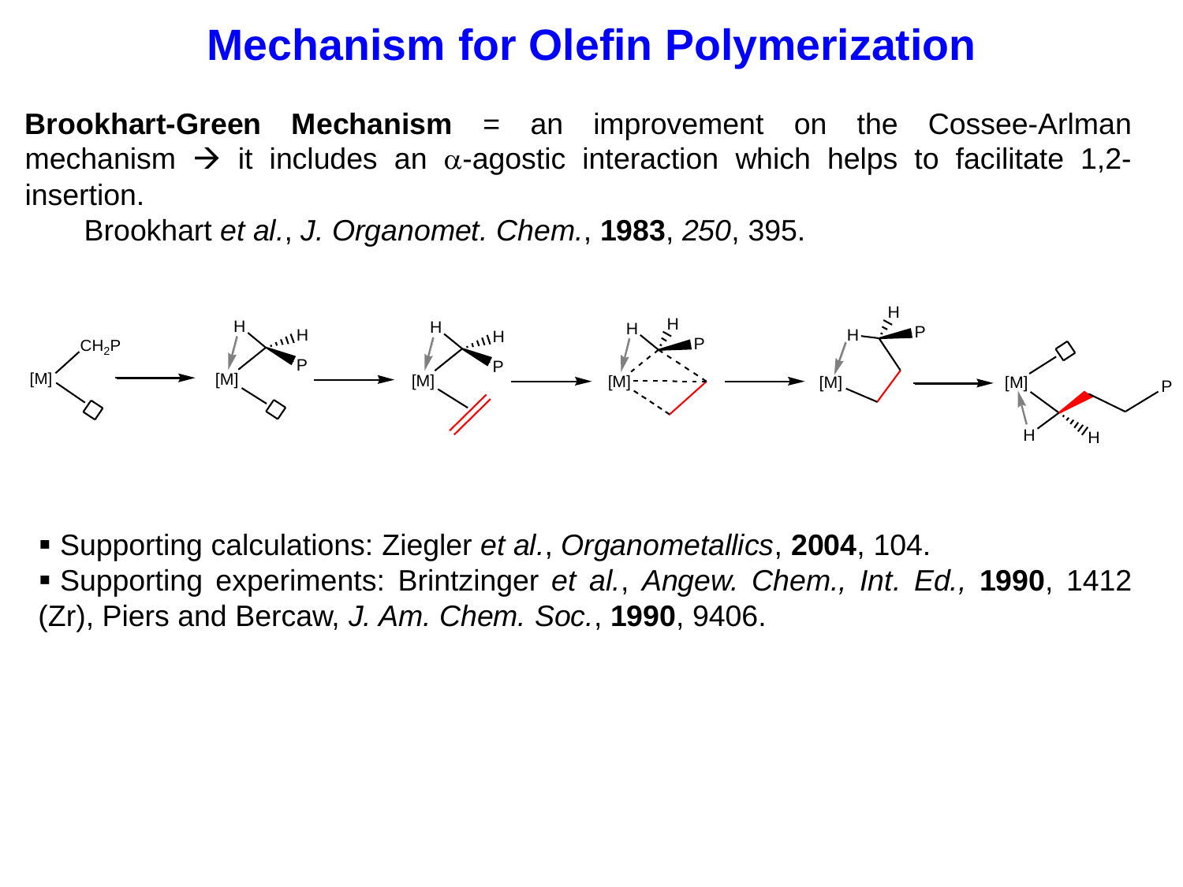# Mechanism for Olefin Polymerization

**Brookhart-Green Mechanism** = an improvement on the Cossee-Arlman mechanism → it includes an $\alpha$-agostic interaction which helps to facilitate 1,2-insertion.

Brookhart *et al.*, *J. Organomet. Chem.*, **1983**, *250*, 395.

- Supporting calculations: Ziegler *et al.*, *Organometallics*, **2004**, 104.
- Supporting experiments: Brintzinger *et al.*, *Angew. Chem., Int. Ed.,* **1990**, 1412 (Zr), Piers and Bercaw, *J. Am. Chem. Soc.*, **1990**, 9406.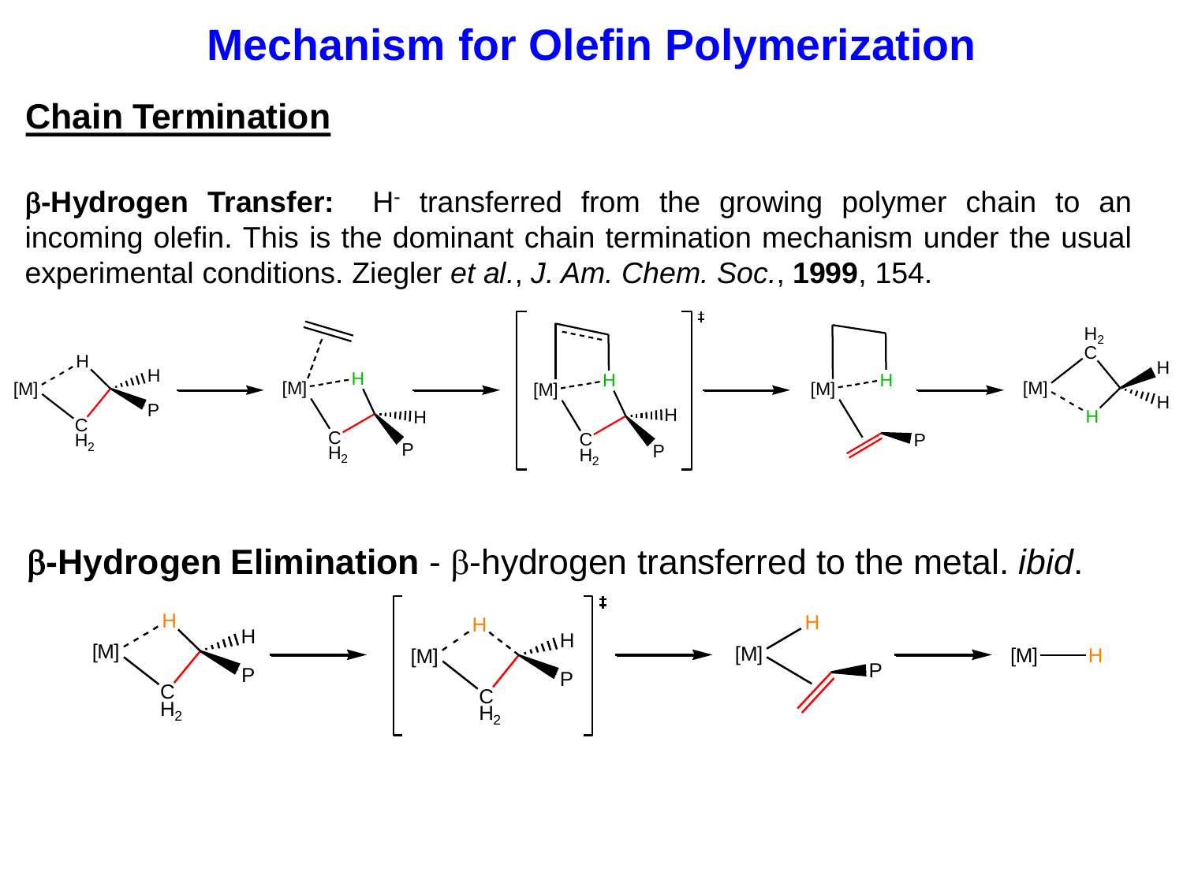# Mechanism for Olefin Polymerization

## Chain Termination

**β-Hydrogen Transfer:** $H^-$ transferred from the growing polymer chain to an incoming olefin. This is the dominant chain termination mechanism under the usual experimental conditions. Ziegler *et al.*, *J. Am. Chem. Soc.*, **1999**, 154.

**β-Hydrogen Elimination** - β-hydrogen transferred to the metal. *ibid*.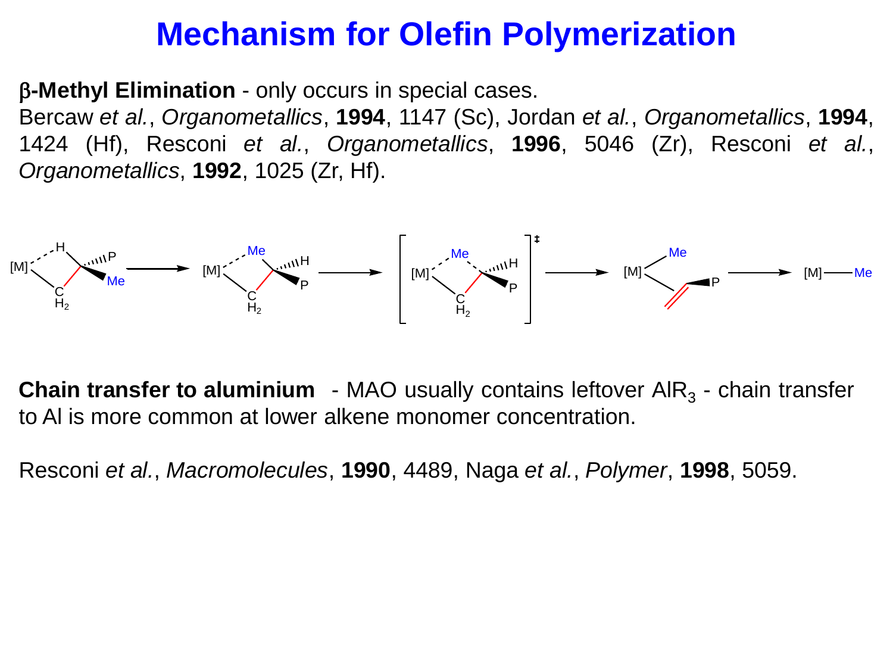# Mechanism for Olefin Polymerization

**β-Methyl Elimination** - only occurs in special cases.
Bercaw *et al.*, *Organometallics*, **1994**, 1147 (Sc), Jordan *et al.*, *Organometallics*, **1994**, 1424 (Hf), Resconi *et al.*, *Organometallics*, **1996**, 5046 (Zr), Resconi *et al.*, *Organometallics*, **1992**, 1025 (Zr, Hf).

**Chain transfer to aluminium** - MAO usually contains leftover $AlR_3$ - chain transfer to Al is more common at lower alkene monomer concentration.

Resconi *et al.*, *Macromolecules*, **1990**, 4489, Naga *et al.*, *Polymer*, **1998**, 5059.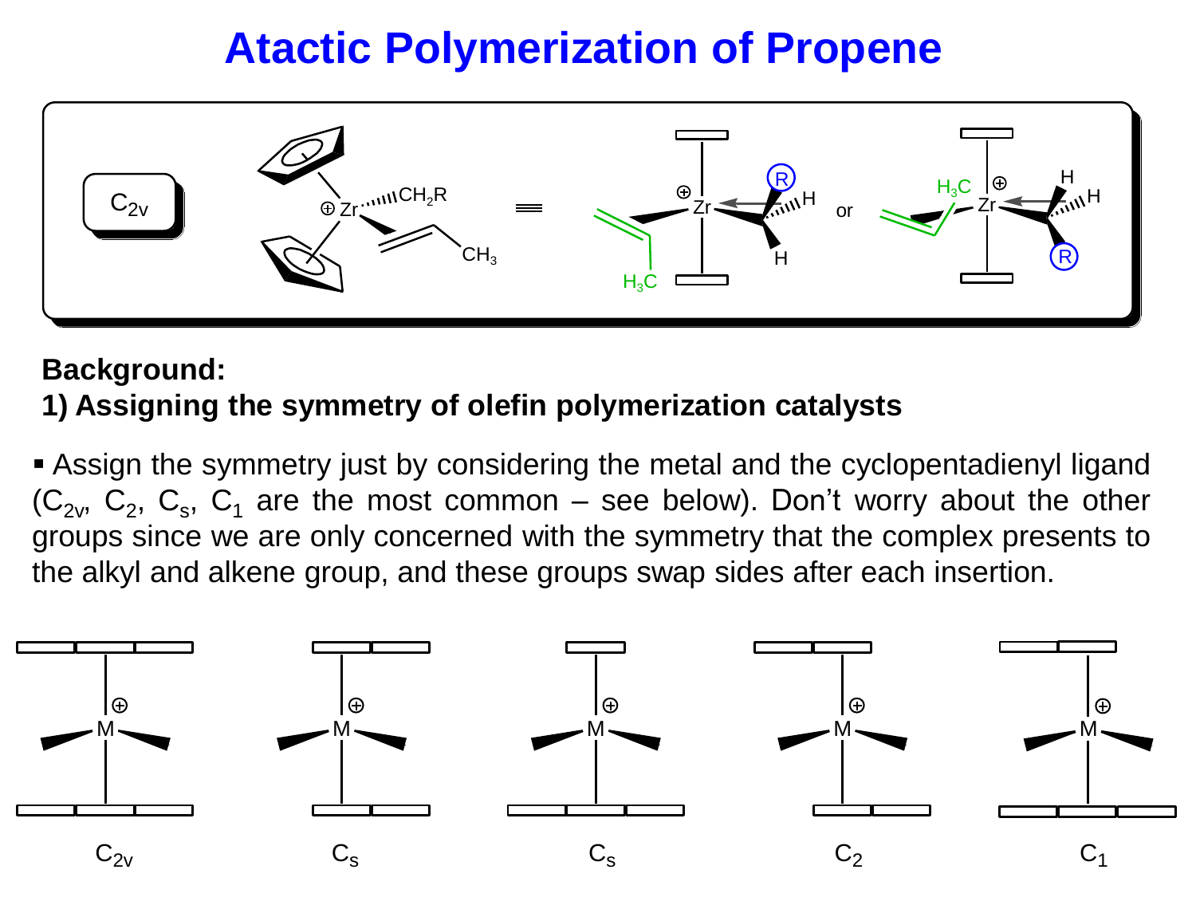# Atactic Polymerization of Propene

**Background:**

**1) Assigning the symmetry of olefin polymerization catalysts**

- Assign the symmetry just by considering the metal and the cyclopentadienyl ligand ($C_{2v}$, $C_2$, $C_s$, $C_1$ are the most common – see below). Don't worry about the other groups since we are only concerned with the symmetry that the complex presents to the alkyl and alkene group, and these groups swap sides after each insertion.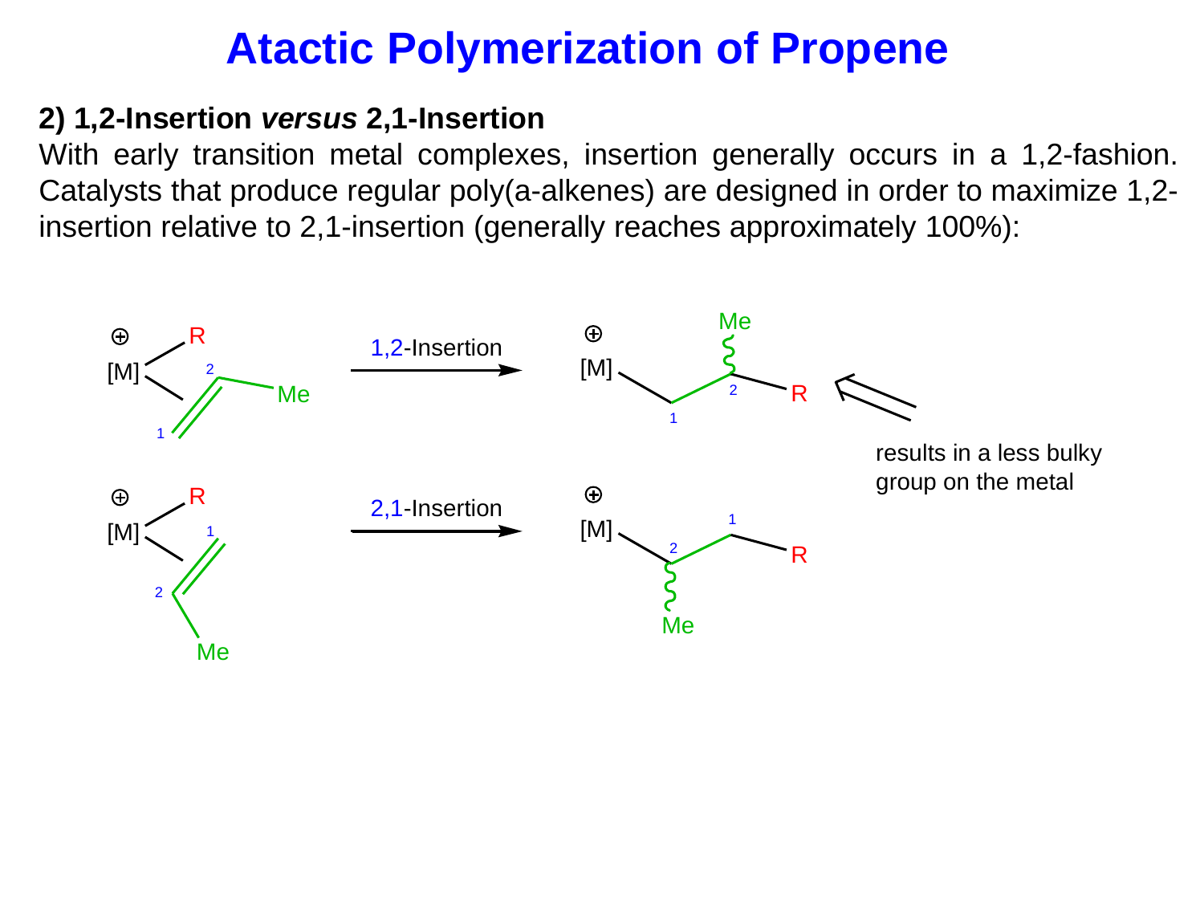# Atactic Polymerization of Propene

**2) 1,2-Insertion *versus* 2,1-Insertion**

With early transition metal complexes, insertion generally occurs in a 1,2-fashion. Catalysts that produce regular poly(a-alkenes) are designed in order to maximize 1,2-insertion relative to 2,1-insertion (generally reaches approximately 100%):

1,2-Insertion

2,1-Insertion

results in a less bulky group on the metal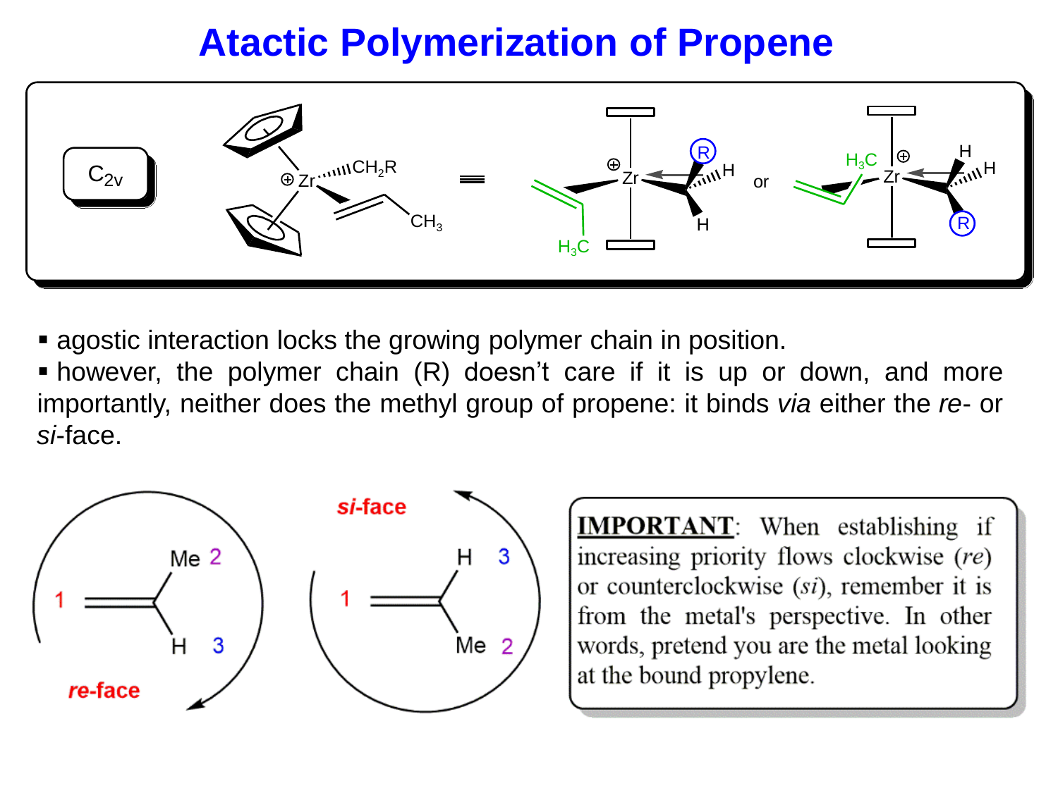# Atactic Polymerization of Propene

- agostic interaction locks the growing polymer chain in position.
- however, the polymer chain (R) doesn't care if it is up or down, and more importantly, neither does the methyl group of propene: it binds *via* either the *re*- or *si*-face.

**IMPORTANT**: When establishing if increasing priority flows clockwise (*re*) or counterclockwise (*si*), remember it is from the metal's perspective. In other words, pretend you are the metal looking at the bound propylene.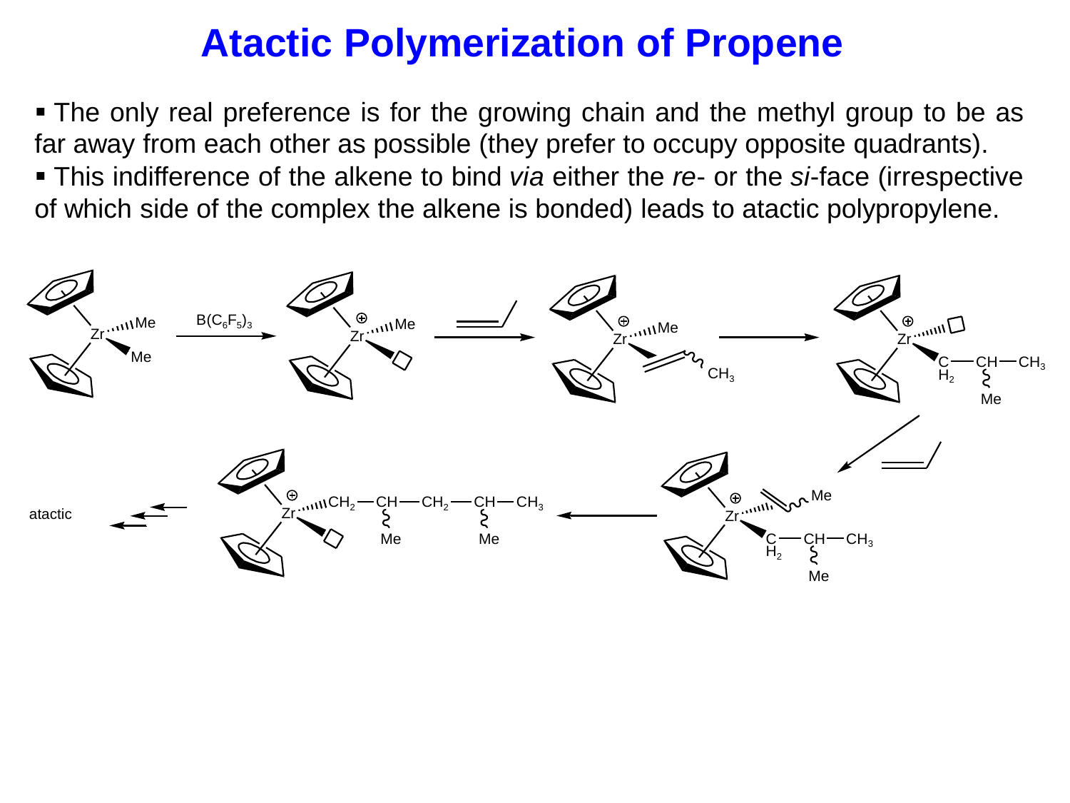# Atactic Polymerization of Propene

- The only real preference is for the growing chain and the methyl group to be as far away from each other as possible (they prefer to occupy opposite quadrants).
- This indifference of the alkene to bind *via* either the *re*- or the *si*-face (irrespective of which side of the complex the alkene is bonded) leads to atactic polypropylene.

$B(C_6F_5)_3$

atactic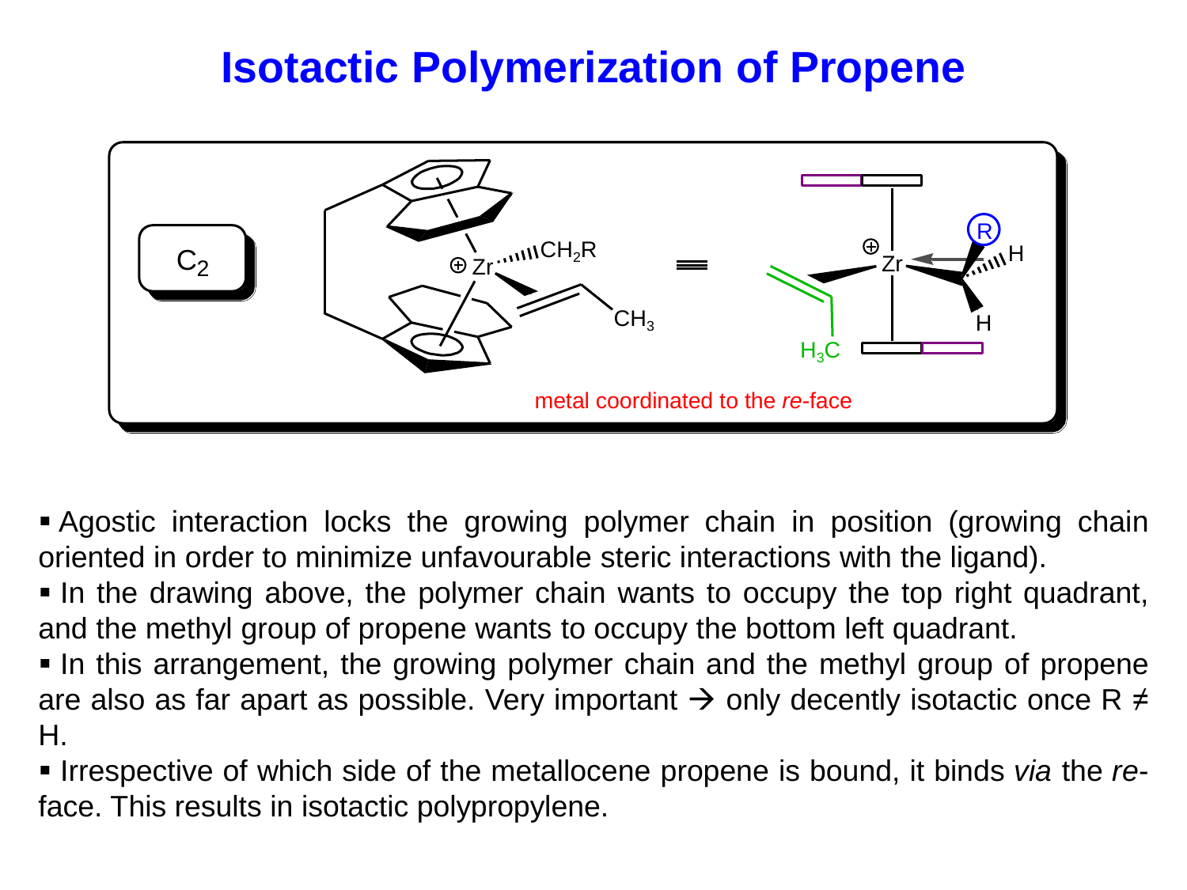# Isotactic Polymerization of Propene

C$_2$

metal coordinated to the *re*-face

- Agostic interaction locks the growing polymer chain in position (growing chain oriented in order to minimize unfavourable steric interactions with the ligand).
- In the drawing above, the polymer chain wants to occupy the top right quadrant, and the methyl group of propene wants to occupy the bottom left quadrant.
- In this arrangement, the growing polymer chain and the methyl group of propene are also as far apart as possible. Very important → only decently isotactic once R ≠ H.
- Irrespective of which side of the metallocene propene is bound, it binds *via* the *re*-face. This results in isotactic polypropylene.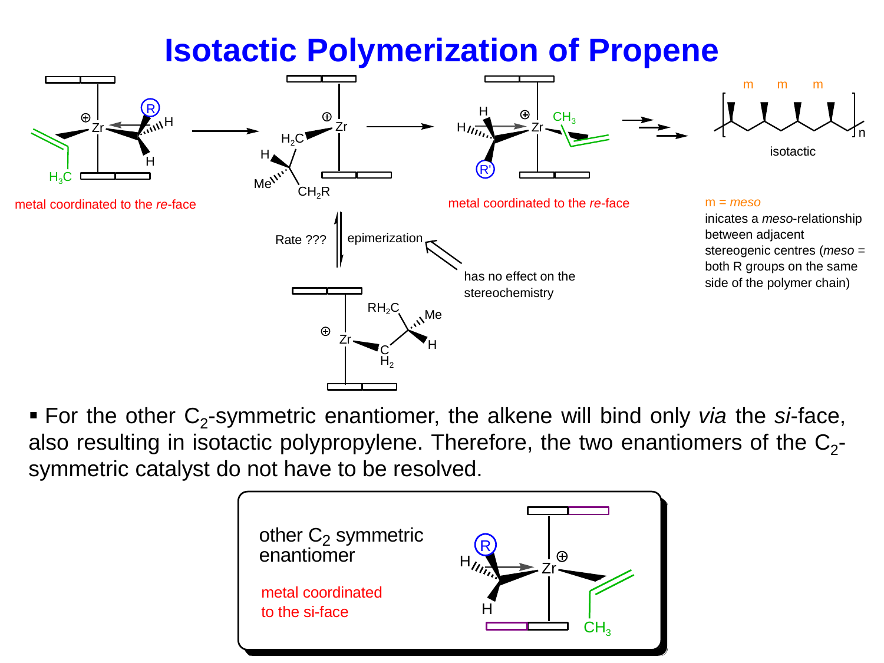# Isotactic Polymerization of Propene

metal coordinated to the *re*-face

metal coordinated to the *re*-face

Rate ???

epimerization

has no effect on the stereochemistry

m m m

isotactic

m = *meso*

inicates a *meso*-relationship between adjacent stereogenic centres (*meso* = both R groups on the same side of the polymer chain)

- For the other $C_2$-symmetric enantiomer, the alkene will bind only *via* the *si*-face, also resulting in isotactic polypropylene. Therefore, the two enantiomers of the $C_2$-symmetric catalyst do not have to be resolved.

other $C_2$ symmetric enantiomer

metal coordinated to the si-face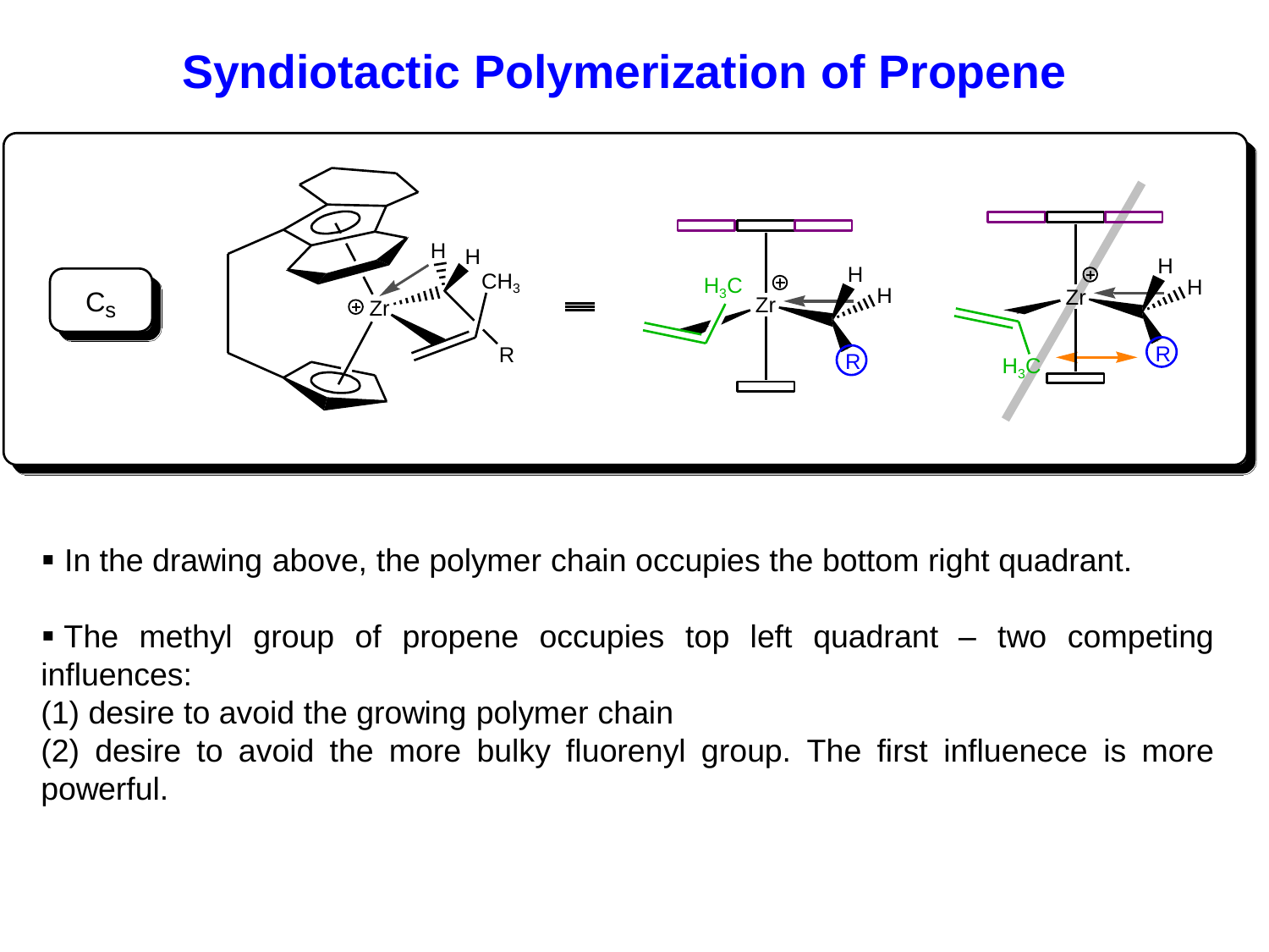# Syndiotactic Polymerization of Propene

- In the drawing above, the polymer chain occupies the bottom right quadrant.

- The methyl group of propene occupies top left quadrant – two competing influences:

(1) desire to avoid the growing polymer chain

(2) desire to avoid the more bulky fluorenyl group. The first influenece is more powerful.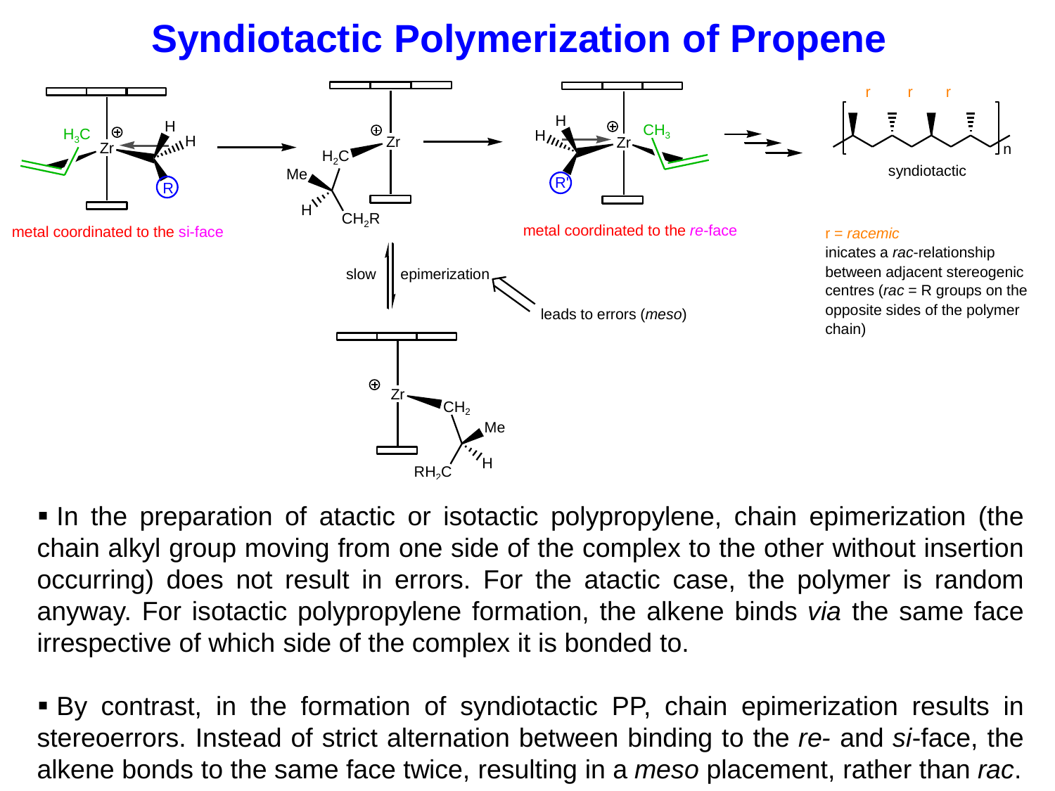# Syndiotactic Polymerization of Propene

metal coordinated to the si-face

metal coordinated to the *re*-face

slow epimerization

leads to errors (*meso*)

syndiotactic

r = *racemic*
inicates a *rac*-relationship between adjacent stereogenic centres (*rac* = R groups on the opposite sides of the polymer chain)

- In the preparation of atactic or isotactic polypropylene, chain epimerization (the chain alkyl group moving from one side of the complex to the other without insertion occurring) does not result in errors. For the atactic case, the polymer is random anyway. For isotactic polypropylene formation, the alkene binds *via* the same face irrespective of which side of the complex it is bonded to.

- By contrast, in the formation of syndiotactic PP, chain epimerization results in stereoerrors. Instead of strict alternation between binding to the *re*- and *si*-face, the alkene bonds to the same face twice, resulting in a *meso* placement, rather than *rac*.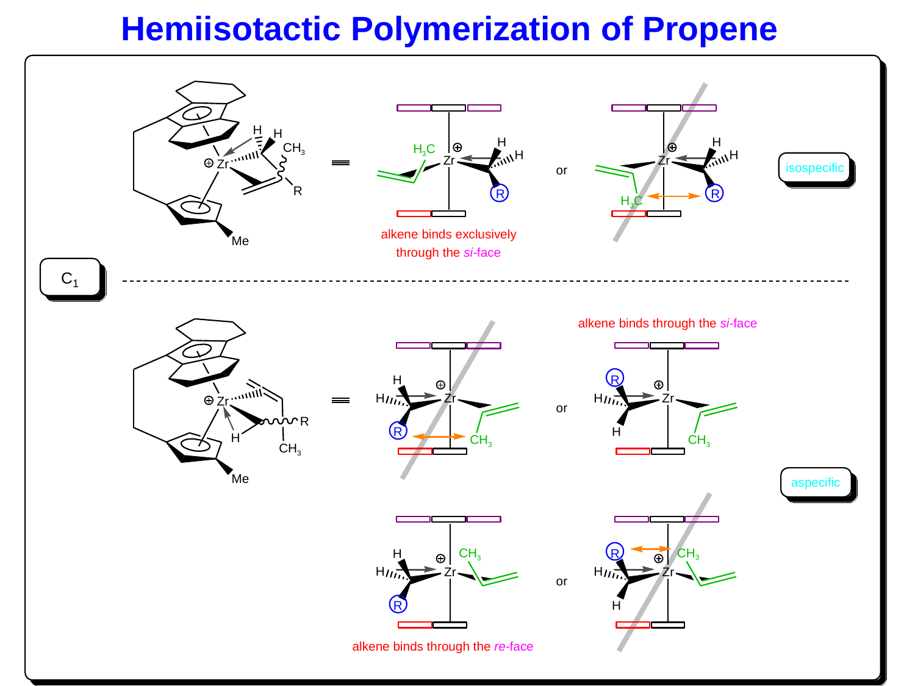# Hemiisotactic Polymerization of Propene

$C_1$

alkene binds exclusively through the *si*-face

isospecific

alkene binds through the *si*-face

aspecific

alkene binds through the *re*-face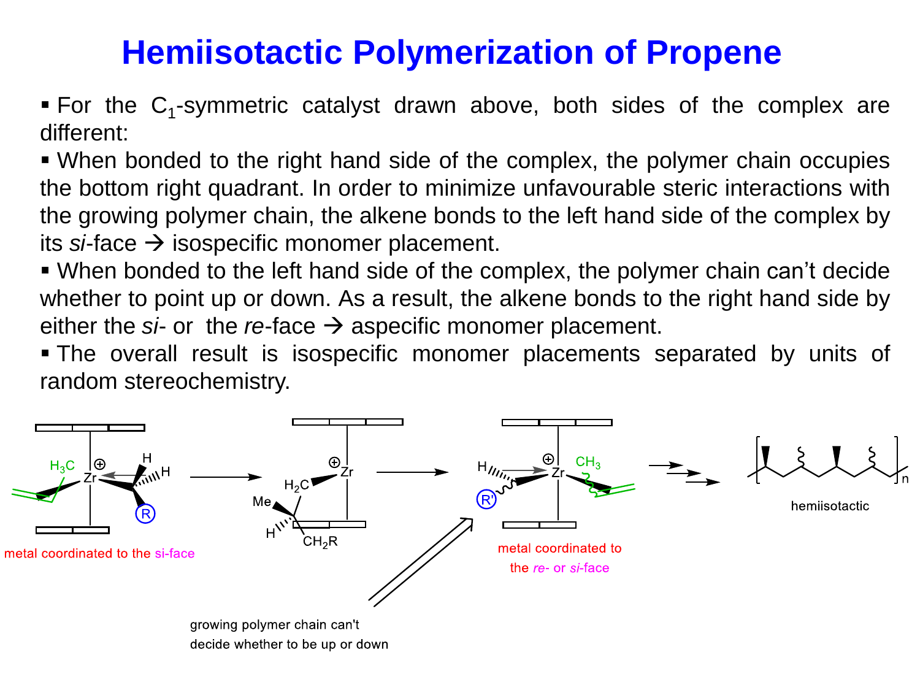# Hemiisotactic Polymerization of Propene

- For the $C_1$-symmetric catalyst drawn above, both sides of the complex are different:
- When bonded to the right hand side of the complex, the polymer chain occupies the bottom right quadrant. In order to minimize unfavourable steric interactions with the growing polymer chain, the alkene bonds to the left hand side of the complex by its *si*-face → isospecific monomer placement.
- When bonded to the left hand side of the complex, the polymer chain can't decide whether to point up or down. As a result, the alkene bonds to the right hand side by either the *si*- or the *re*-face → aspecific monomer placement.
- The overall result is isospecific monomer placements separated by units of random stereochemistry.

metal coordinated to the si-face

growing polymer chain can't decide whether to be up or down

metal coordinated to the *re*- or *si*-face

hemiisotactic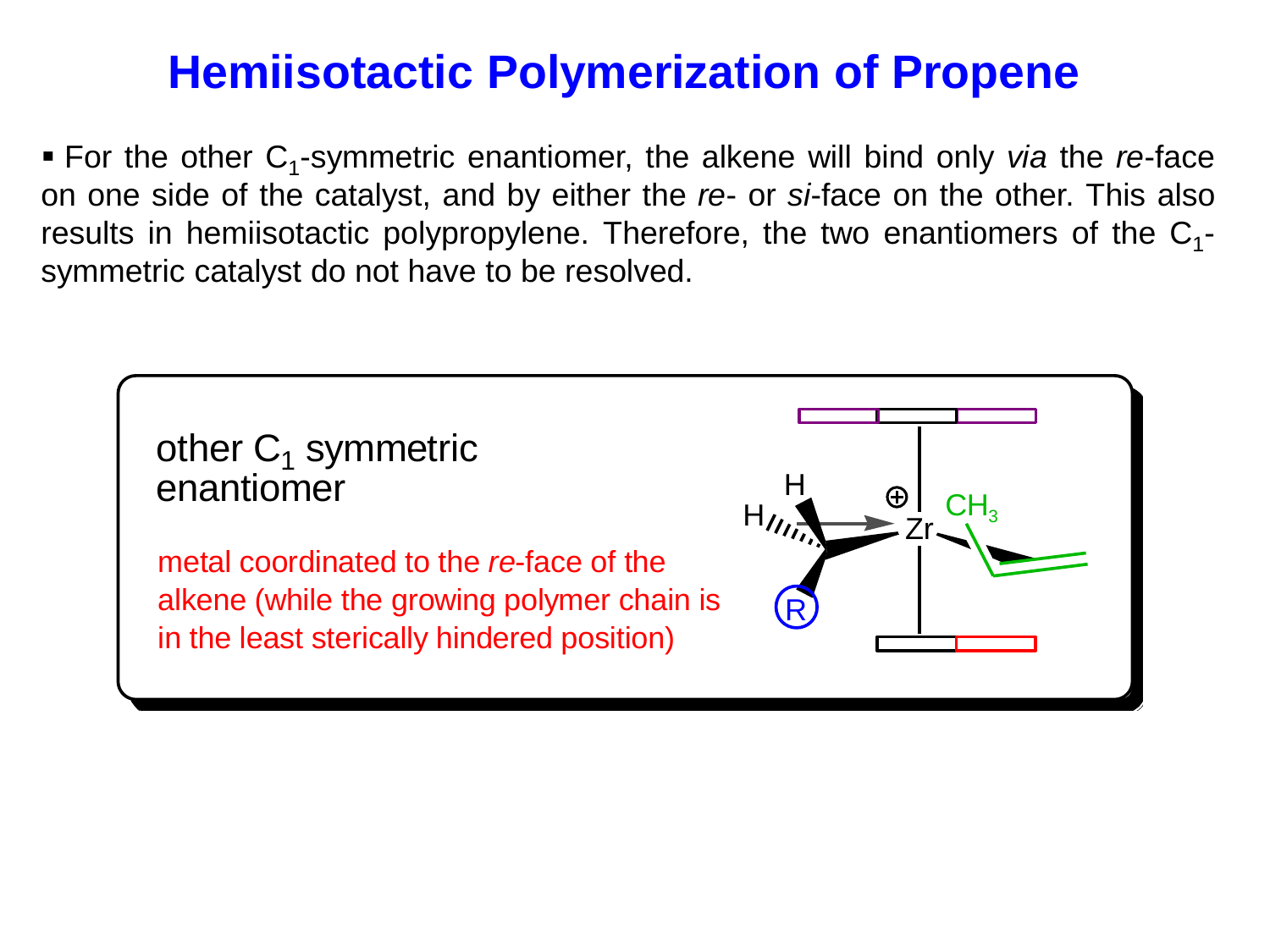# Hemiisotactic Polymerization of Propene

- For the other $C_1$-symmetric enantiomer, the alkene will bind only *via* the *re*-face on one side of the catalyst, and by either the *re*- or *si*-face on the other. This also results in hemiisotactic polypropylene. Therefore, the two enantiomers of the $C_1$-symmetric catalyst do not have to be resolved.

other $C_1$ symmetric enantiomer

metal coordinated to the *re*-face of the alkene (while the growing polymer chain is in the least sterically hindered position)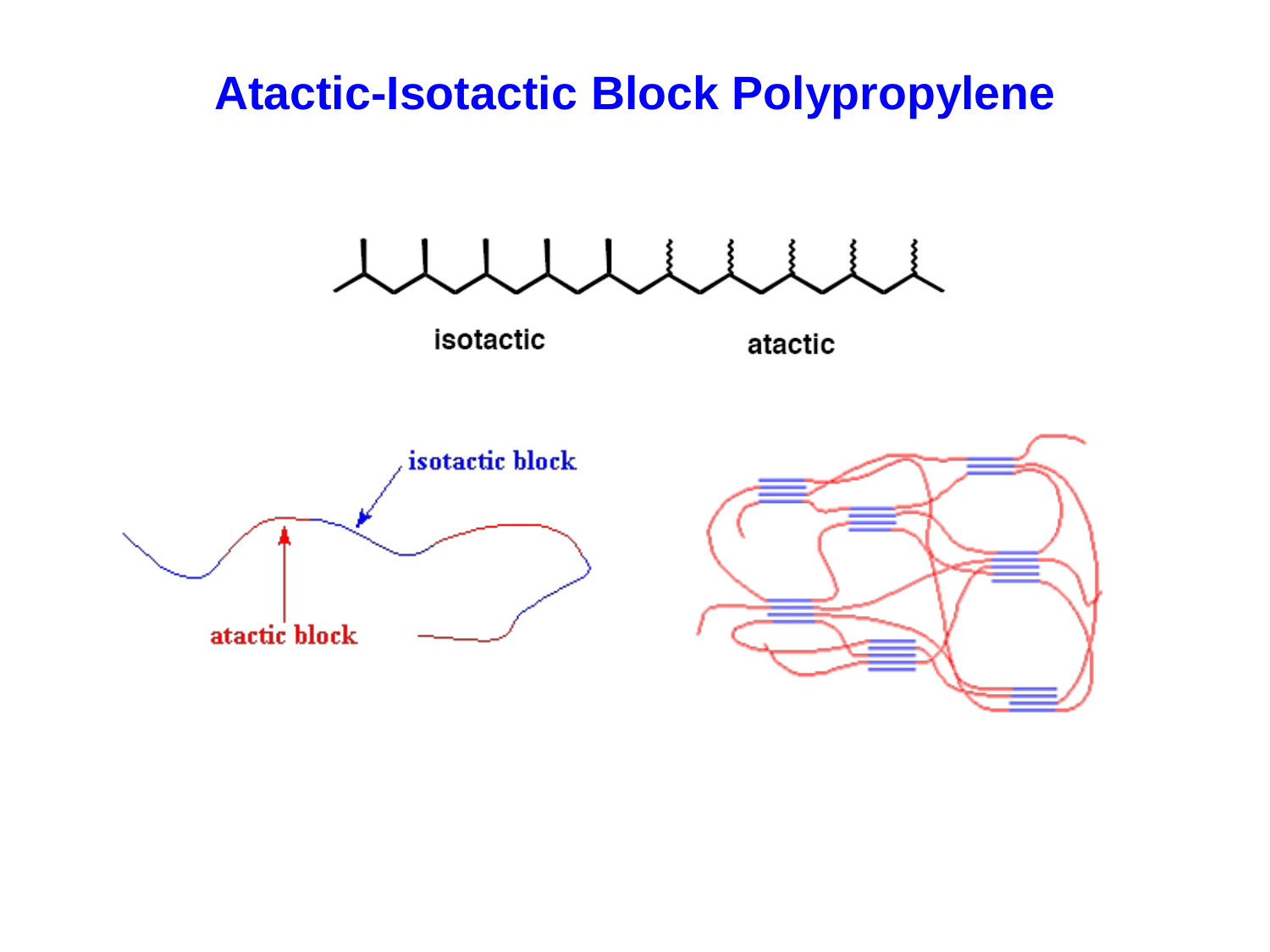# Atactic-Isotactic Block Polypropylene

isotactic

atactic

isotactic block

atactic block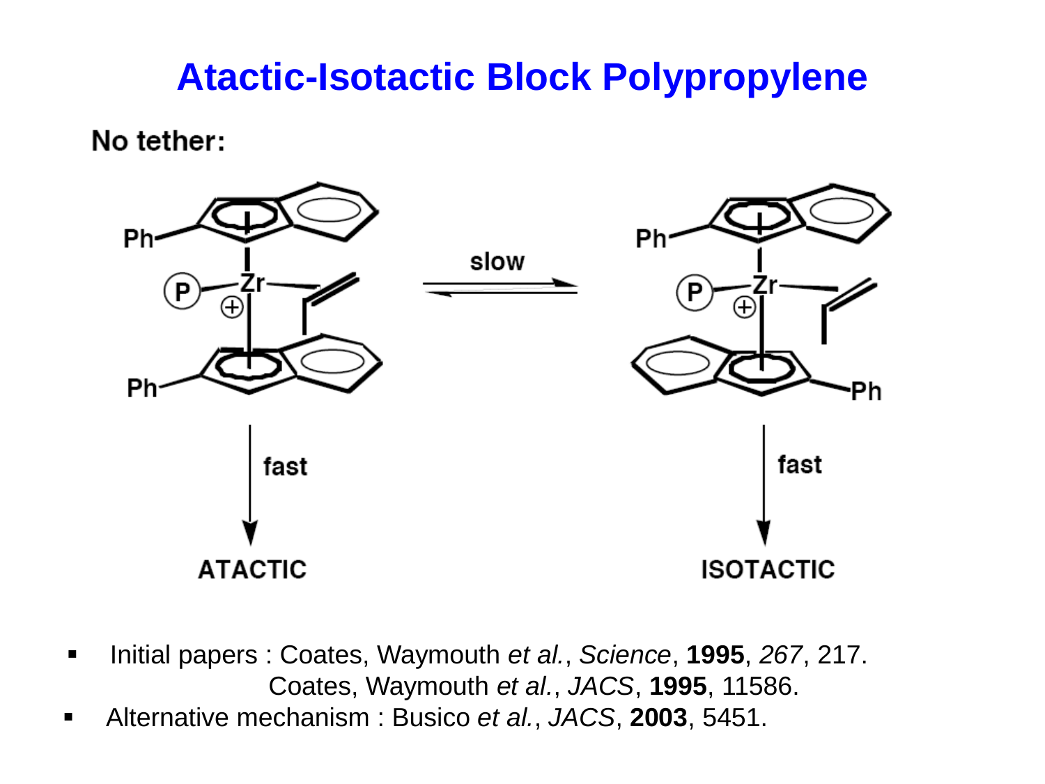# Atactic-Isotactic Block Polypropylene

**No tether:**

slow

fast → **ATACTIC**

fast → **ISOTACTIC**

- Initial papers : Coates, Waymouth *et al.*, *Science*, **1995**, *267*, 217.
  Coates, Waymouth *et al.*, *JACS*, **1995**, 11586.
- Alternative mechanism : Busico *et al.*, *JACS*, **2003**, 5451.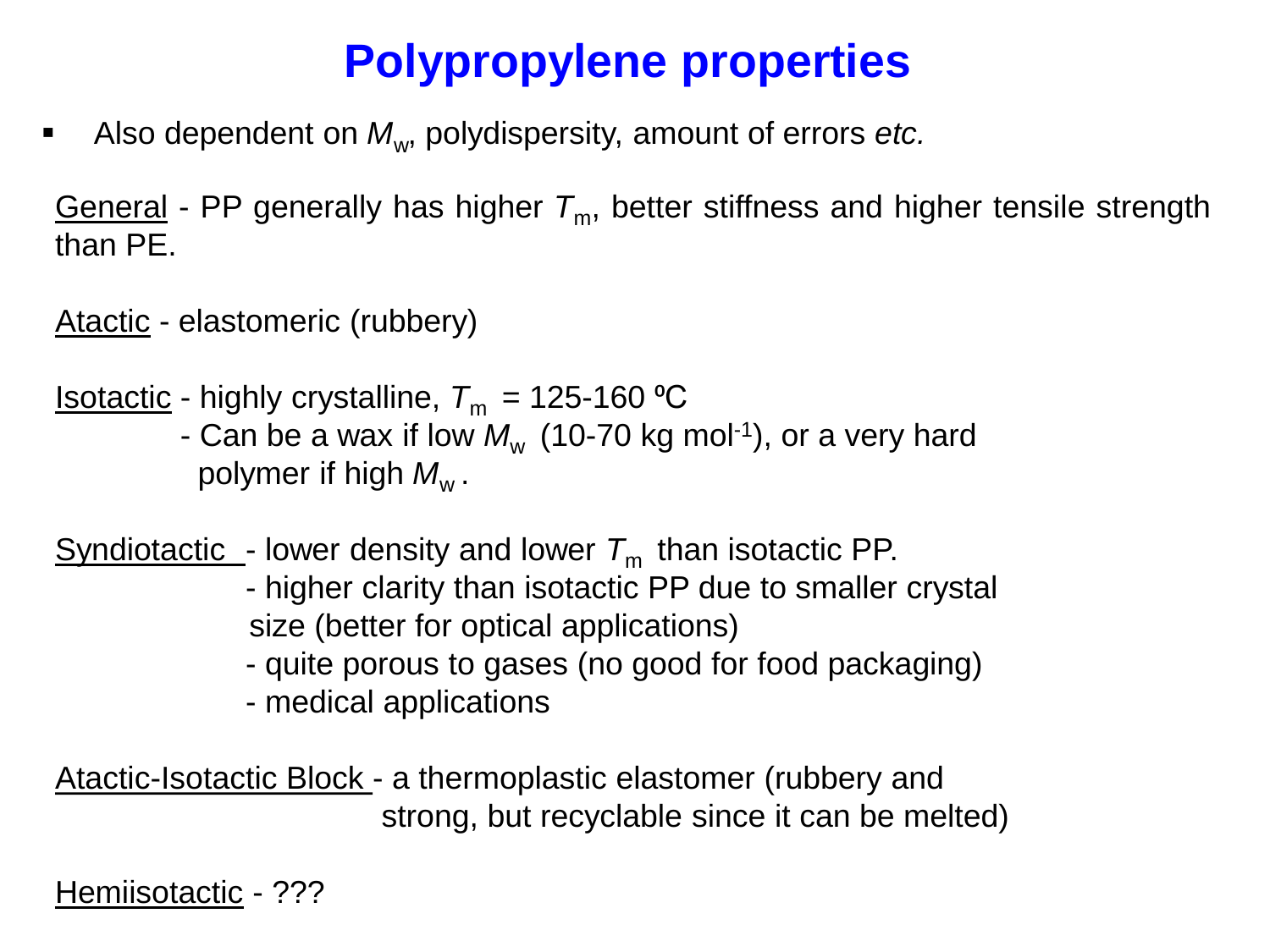# Polypropylene properties

- Also dependent on $M_w$, polydispersity, amount of errors *etc.*

General - PP generally has higher $T_m$, better stiffness and higher tensile strength than PE.

Atactic - elastomeric (rubbery)

Isotactic - highly crystalline, $T_m$ = 125-160 ºC
- Can be a wax if low $M_w$ (10-70 kg mol$^{-1}$), or a very hard polymer if high $M_w$.

Syndiotactic - lower density and lower $T_m$ than isotactic PP.
- higher clarity than isotactic PP due to smaller crystal size (better for optical applications)
- quite porous to gases (no good for food packaging)
- medical applications

Atactic-Isotactic Block - a thermoplastic elastomer (rubbery and strong, but recyclable since it can be melted)

Hemiisotactic - ???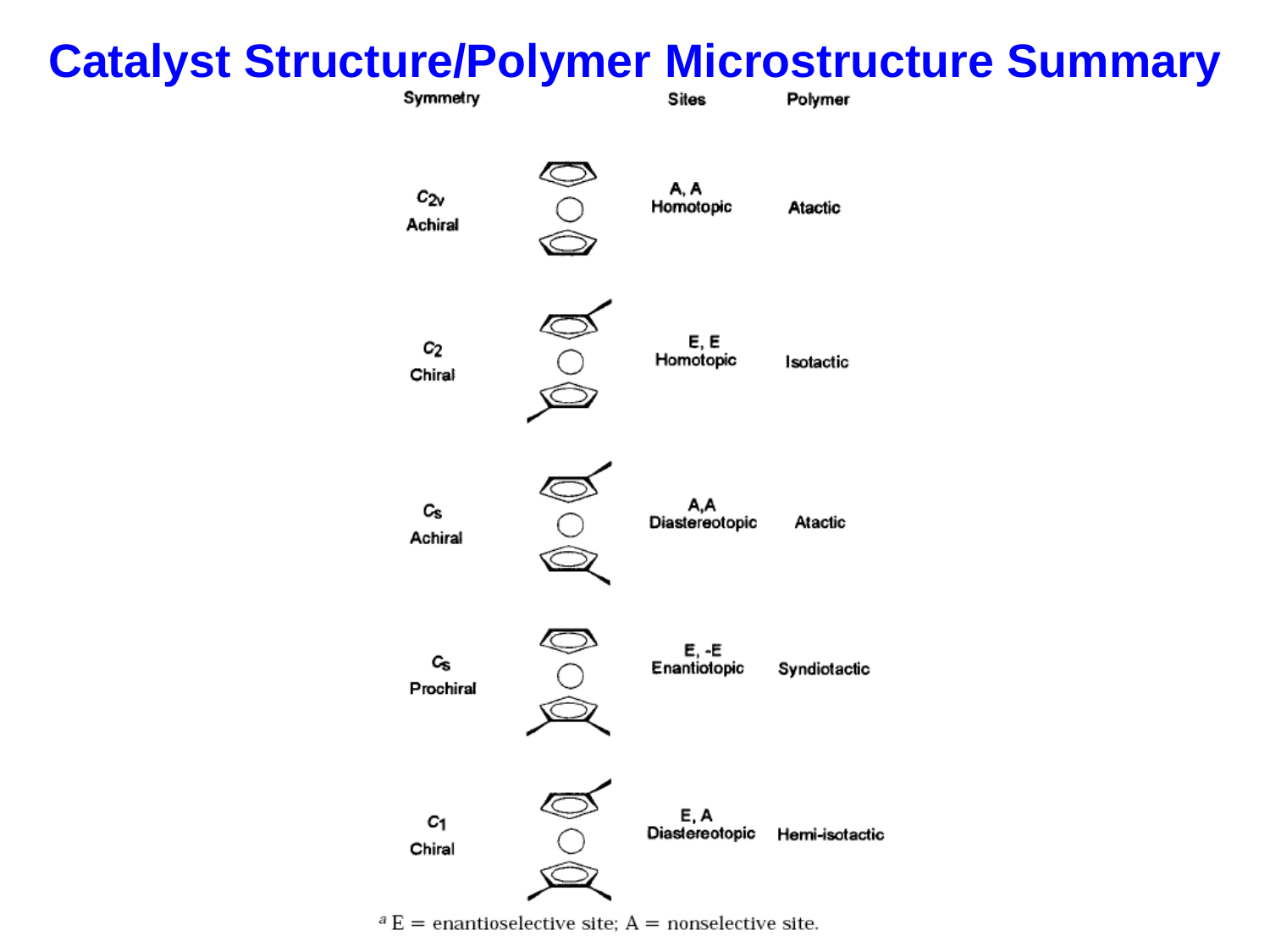# Catalyst Structure/Polymer Microstructure Summary

| Symmetry | | Sites | Polymer |
|---|---|---|---|
| $C_{2v}$ Achiral | | A, A Homotopic | Atactic |
| $C_2$ Chiral | | E, E Homotopic | Isotactic |
| $C_s$ Achiral | | A,A Diastereotopic | Atactic |
| $C_s$ Prochiral | | E, -E Enantiotopic | Syndiotactic |
| $C_1$ Chiral | | E, A Diastereotopic | Hemi-isotactic |

[a] E = enantioselective site; A = nonselective site.